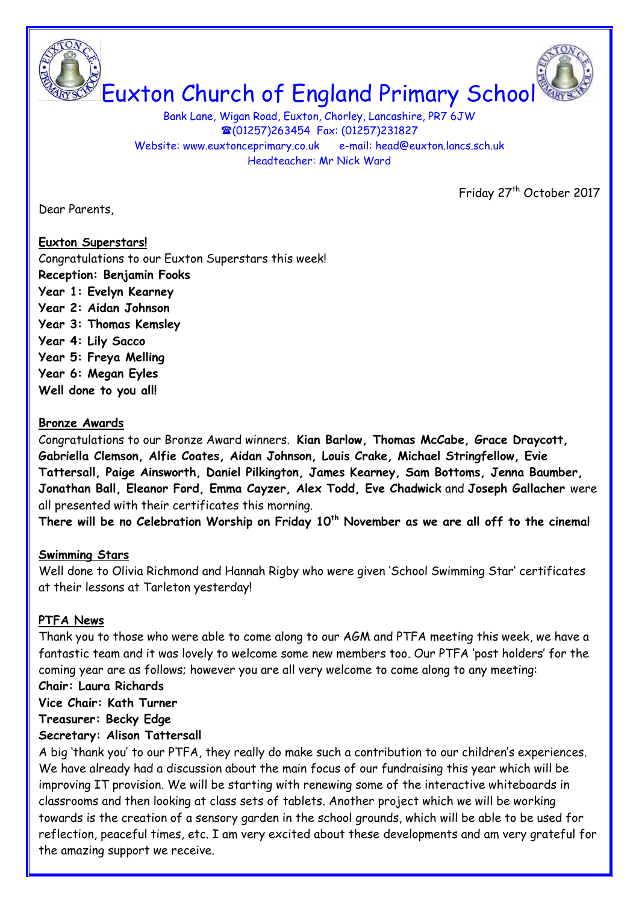# Euxton Church of England Primary School

Bank Lane, Wigan Road, Euxton, Chorley, Lancashire, PR7 6JW
☎(01257)263454 Fax: (01257)231827
Website: www.euxtonceprimary.co.uk e-mail: head@euxton.lancs.sch.uk
Headteacher: Mr Nick Ward

Friday 27th October 2017

Dear Parents,

**Euxton Superstars!**

Congratulations to our Euxton Superstars this week!

**Reception: Benjamin Fooks**
**Year 1: Evelyn Kearney**
**Year 2: Aidan Johnson**
**Year 3: Thomas Kemsley**
**Year 4: Lily Sacco**
**Year 5: Freya Melling**
**Year 6: Megan Eyles**
**Well done to you all!**

**Bronze Awards**

Congratulations to our Bronze Award winners. **Kian Barlow, Thomas McCabe, Grace Draycott, Gabriella Clemson, Alfie Coates, Aidan Johnson, Louis Crake, Michael Stringfellow, Evie Tattersall, Paige Ainsworth, Daniel Pilkington, James Kearney, Sam Bottoms, Jenna Baumber, Jonathan Ball, Eleanor Ford, Emma Cayzer, Alex Todd, Eve Chadwick** and **Joseph Gallacher** were all presented with their certificates this morning.

**There will be no Celebration Worship on Friday 10th November as we are all off to the cinema!**

**Swimming Stars**

Well done to Olivia Richmond and Hannah Rigby who were given 'School Swimming Star' certificates at their lessons at Tarleton yesterday!

**PTFA News**

Thank you to those who were able to come along to our AGM and PTFA meeting this week, we have a fantastic team and it was lovely to welcome some new members too. Our PTFA 'post holders' for the coming year are as follows; however you are all very welcome to come along to any meeting:

**Chair: Laura Richards**
**Vice Chair: Kath Turner**
**Treasurer: Becky Edge**
**Secretary: Alison Tattersall**

A big 'thank you' to our PTFA, they really do make such a contribution to our children's experiences. We have already had a discussion about the main focus of our fundraising this year which will be improving IT provision. We will be starting with renewing some of the interactive whiteboards in classrooms and then looking at class sets of tablets. Another project which we will be working towards is the creation of a sensory garden in the school grounds, which will be able to be used for reflection, peaceful times, etc. I am very excited about these developments and am very grateful for the amazing support we receive.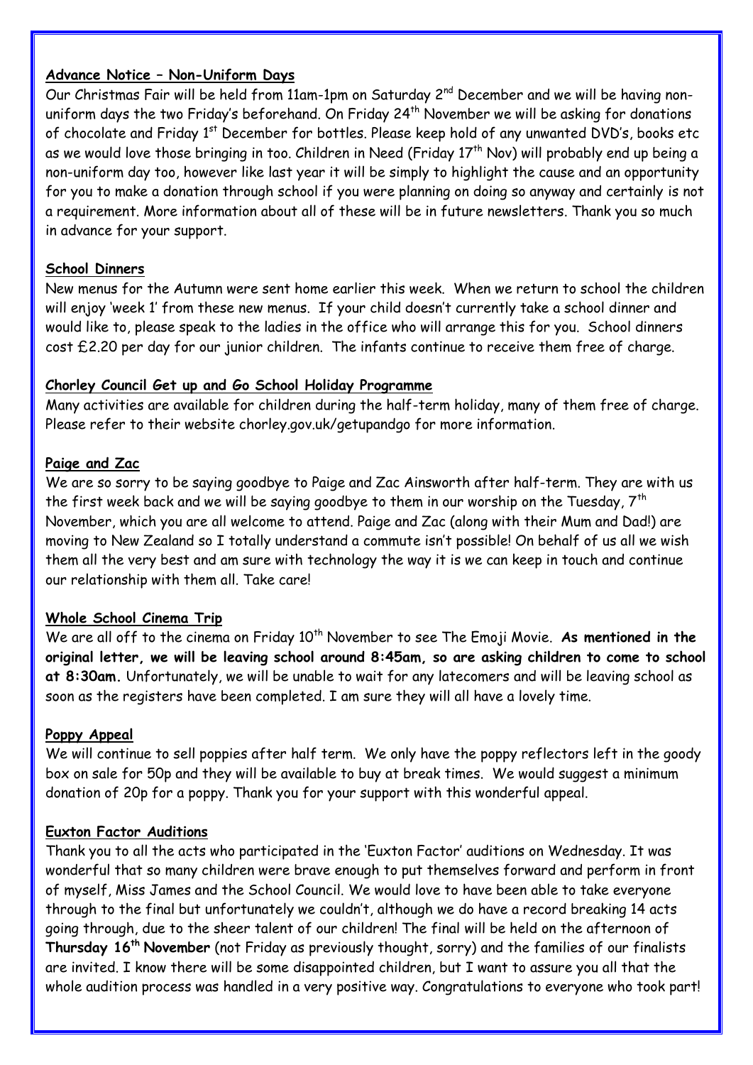**Advance Notice – Non-Uniform Days**

Our Christmas Fair will be held from 11am-1pm on Saturday 2nd December and we will be having non-uniform days the two Friday's beforehand. On Friday 24th November we will be asking for donations of chocolate and Friday 1st December for bottles. Please keep hold of any unwanted DVD's, books etc as we would love those bringing in too. Children in Need (Friday 17th Nov) will probably end up being a non-uniform day too, however like last year it will be simply to highlight the cause and an opportunity for you to make a donation through school if you were planning on doing so anyway and certainly is not a requirement. More information about all of these will be in future newsletters. Thank you so much in advance for your support.

**School Dinners**

New menus for the Autumn were sent home earlier this week. When we return to school the children will enjoy 'week 1' from these new menus. If your child doesn't currently take a school dinner and would like to, please speak to the ladies in the office who will arrange this for you. School dinners cost £2.20 per day for our junior children. The infants continue to receive them free of charge.

**Chorley Council Get up and Go School Holiday Programme**

Many activities are available for children during the half-term holiday, many of them free of charge. Please refer to their website chorley.gov.uk/getupandgo for more information.

**Paige and Zac**

We are so sorry to be saying goodbye to Paige and Zac Ainsworth after half-term. They are with us the first week back and we will be saying goodbye to them in our worship on the Tuesday, 7th November, which you are all welcome to attend. Paige and Zac (along with their Mum and Dad!) are moving to New Zealand so I totally understand a commute isn't possible! On behalf of us all we wish them all the very best and am sure with technology the way it is we can keep in touch and continue our relationship with them all. Take care!

**Whole School Cinema Trip**

We are all off to the cinema on Friday 10th November to see The Emoji Movie. **As mentioned in the original letter, we will be leaving school around 8:45am, so are asking children to come to school at 8:30am.** Unfortunately, we will be unable to wait for any latecomers and will be leaving school as soon as the registers have been completed. I am sure they will all have a lovely time.

**Poppy Appeal**

We will continue to sell poppies after half term. We only have the poppy reflectors left in the goody box on sale for 50p and they will be available to buy at break times. We would suggest a minimum donation of 20p for a poppy. Thank you for your support with this wonderful appeal.

**Euxton Factor Auditions**

Thank you to all the acts who participated in the 'Euxton Factor' auditions on Wednesday. It was wonderful that so many children were brave enough to put themselves forward and perform in front of myself, Miss James and the School Council. We would love to have been able to take everyone through to the final but unfortunately we couldn't, although we do have a record breaking 14 acts going through, due to the sheer talent of our children! The final will be held on the afternoon of **Thursday 16th November** (not Friday as previously thought, sorry) and the families of our finalists are invited. I know there will be some disappointed children, but I want to assure you all that the whole audition process was handled in a very positive way. Congratulations to everyone who took part!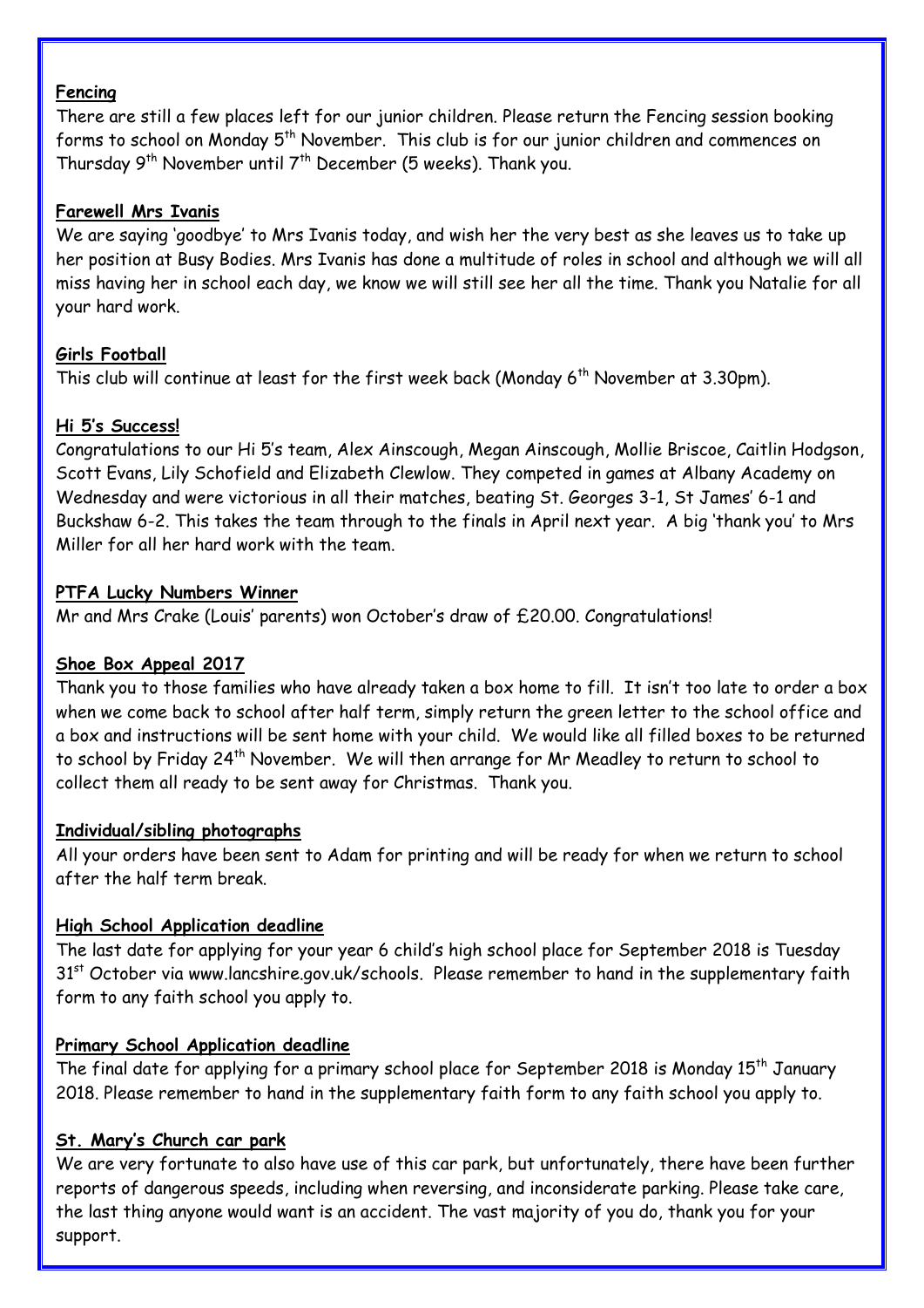**Fencing**

There are still a few places left for our junior children. Please return the Fencing session booking forms to school on Monday 5th November. This club is for our junior children and commences on Thursday 9th November until 7th December (5 weeks). Thank you.

**Farewell Mrs Ivanis**

We are saying 'goodbye' to Mrs Ivanis today, and wish her the very best as she leaves us to take up her position at Busy Bodies. Mrs Ivanis has done a multitude of roles in school and although we will all miss having her in school each day, we know we will still see her all the time. Thank you Natalie for all your hard work.

**Girls Football**

This club will continue at least for the first week back (Monday 6th November at 3.30pm).

**Hi 5's Success!**

Congratulations to our Hi 5's team, Alex Ainscough, Megan Ainscough, Mollie Briscoe, Caitlin Hodgson, Scott Evans, Lily Schofield and Elizabeth Clewlow. They competed in games at Albany Academy on Wednesday and were victorious in all their matches, beating St. Georges 3-1, St James' 6-1 and Buckshaw 6-2. This takes the team through to the finals in April next year. A big 'thank you' to Mrs Miller for all her hard work with the team.

**PTFA Lucky Numbers Winner**

Mr and Mrs Crake (Louis' parents) won October's draw of £20.00. Congratulations!

**Shoe Box Appeal 2017**

Thank you to those families who have already taken a box home to fill. It isn't too late to order a box when we come back to school after half term, simply return the green letter to the school office and a box and instructions will be sent home with your child. We would like all filled boxes to be returned to school by Friday 24th November. We will then arrange for Mr Meadley to return to school to collect them all ready to be sent away for Christmas. Thank you.

**Individual/sibling photographs**

All your orders have been sent to Adam for printing and will be ready for when we return to school after the half term break.

**High School Application deadline**

The last date for applying for your year 6 child's high school place for September 2018 is Tuesday 31st October via www.lancshire.gov.uk/schools. Please remember to hand in the supplementary faith form to any faith school you apply to.

**Primary School Application deadline**

The final date for applying for a primary school place for September 2018 is Monday 15th January 2018. Please remember to hand in the supplementary faith form to any faith school you apply to.

**St. Mary's Church car park**

We are very fortunate to also have use of this car park, but unfortunately, there have been further reports of dangerous speeds, including when reversing, and inconsiderate parking. Please take care, the last thing anyone would want is an accident. The vast majority of you do, thank you for your support.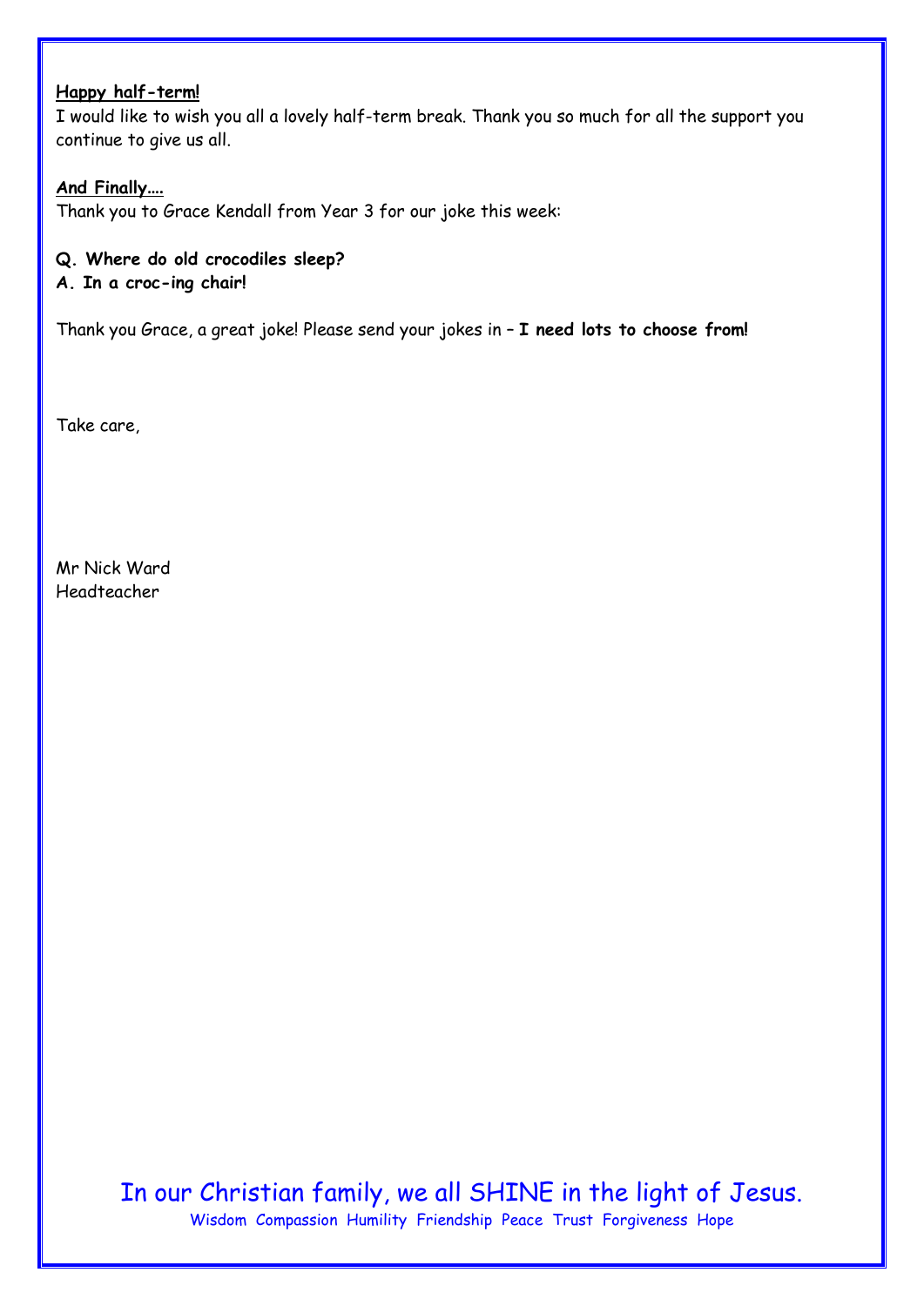**Happy half-term!**

I would like to wish you all a lovely half-term break. Thank you so much for all the support you continue to give us all.

**And Finally….**

Thank you to Grace Kendall from Year 3 for our joke this week:

**Q. Where do old crocodiles sleep?**
**A. In a croc-ing chair!**

Thank you Grace, a great joke! Please send your jokes in – **I need lots to choose from!**

Take care,

Mr Nick Ward
Headteacher

In our Christian family, we all SHINE in the light of Jesus.
Wisdom Compassion Humility Friendship Peace Trust Forgiveness Hope